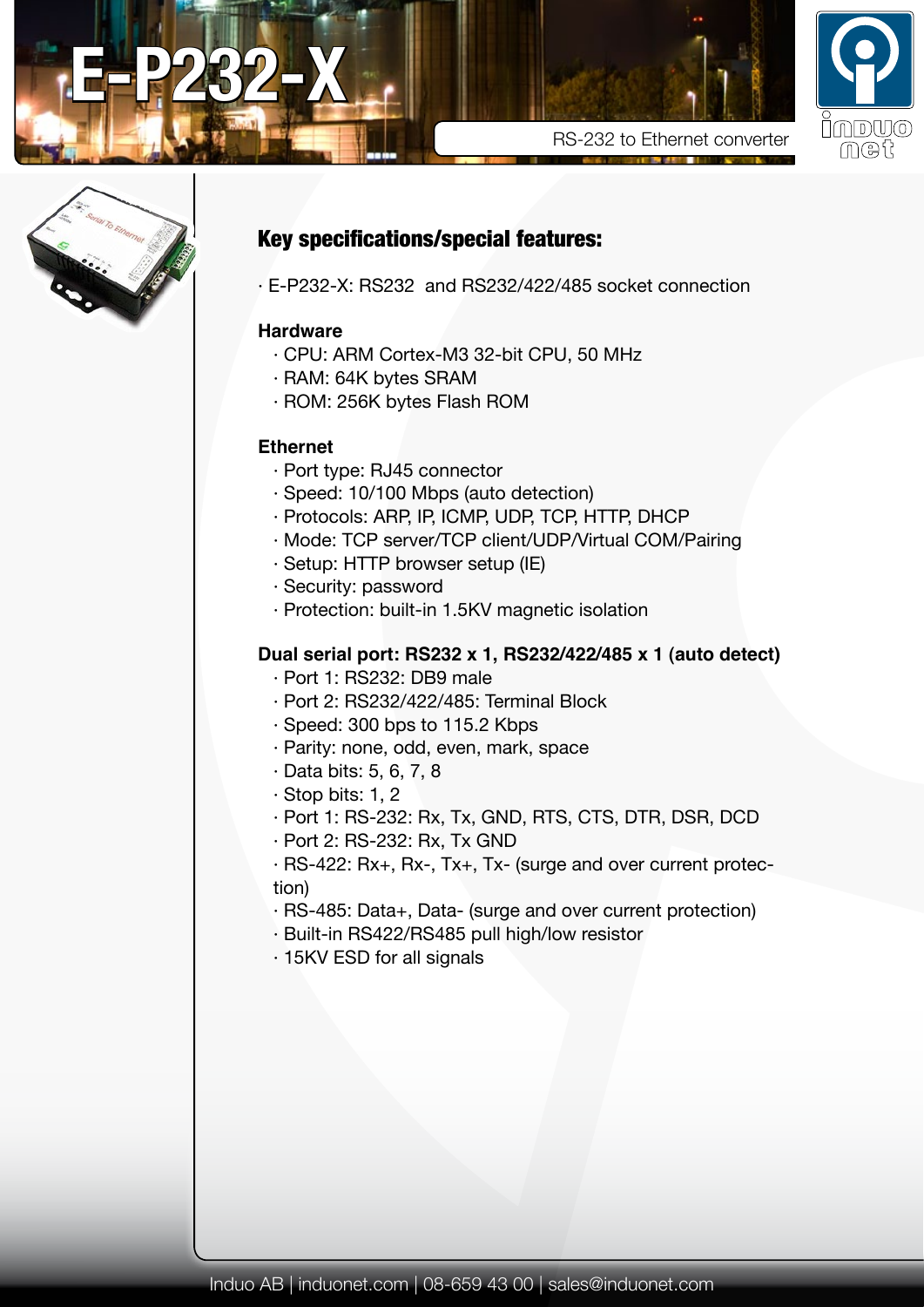# E-P232-X

RS-232 to Ethernet converter

## Key specifications/special features:

· E-P232-X: RS232 and RS232/422/485 socket connection

**Hardware**

- · CPU: ARM Cortex-M3 32-bit CPU, 50 MHz
- · RAM: 64K bytes SRAM
- · ROM: 256K bytes Flash ROM

**Ethernet**

- · Port type: RJ45 connector
- · Speed: 10/100 Mbps (auto detection)
- · Protocols: ARP, IP, ICMP, UDP, TCP, HTTP, DHCP
- · Mode: TCP server/TCP client/UDP/Virtual COM/Pairing
- · Setup: HTTP browser setup (IE)
- · Security: password
- · Protection: built-in 1.5KV magnetic isolation

**Dual serial port: RS232 x 1, RS232/422/485 x 1 (auto detect)**

- · Port 1: RS232: DB9 male
- · Port 2: RS232/422/485: Terminal Block
- · Speed: 300 bps to 115.2 Kbps
- · Parity: none, odd, even, mark, space
- · Data bits: 5, 6, 7, 8
- · Stop bits: 1, 2
- · Port 1: RS-232: Rx, Tx, GND, RTS, CTS, DTR, DSR, DCD
- · Port 2: RS-232: Rx, Tx GND
- · RS-422: Rx+, Rx-, Tx+, Tx- (surge and over current protection)
- · RS-485: Data+, Data- (surge and over current protection)
- · Built-in RS422/RS485 pull high/low resistor
- · 15KV ESD for all signals

Induo AB | induonet.com | 08-659 43 00 | sales@induonet.com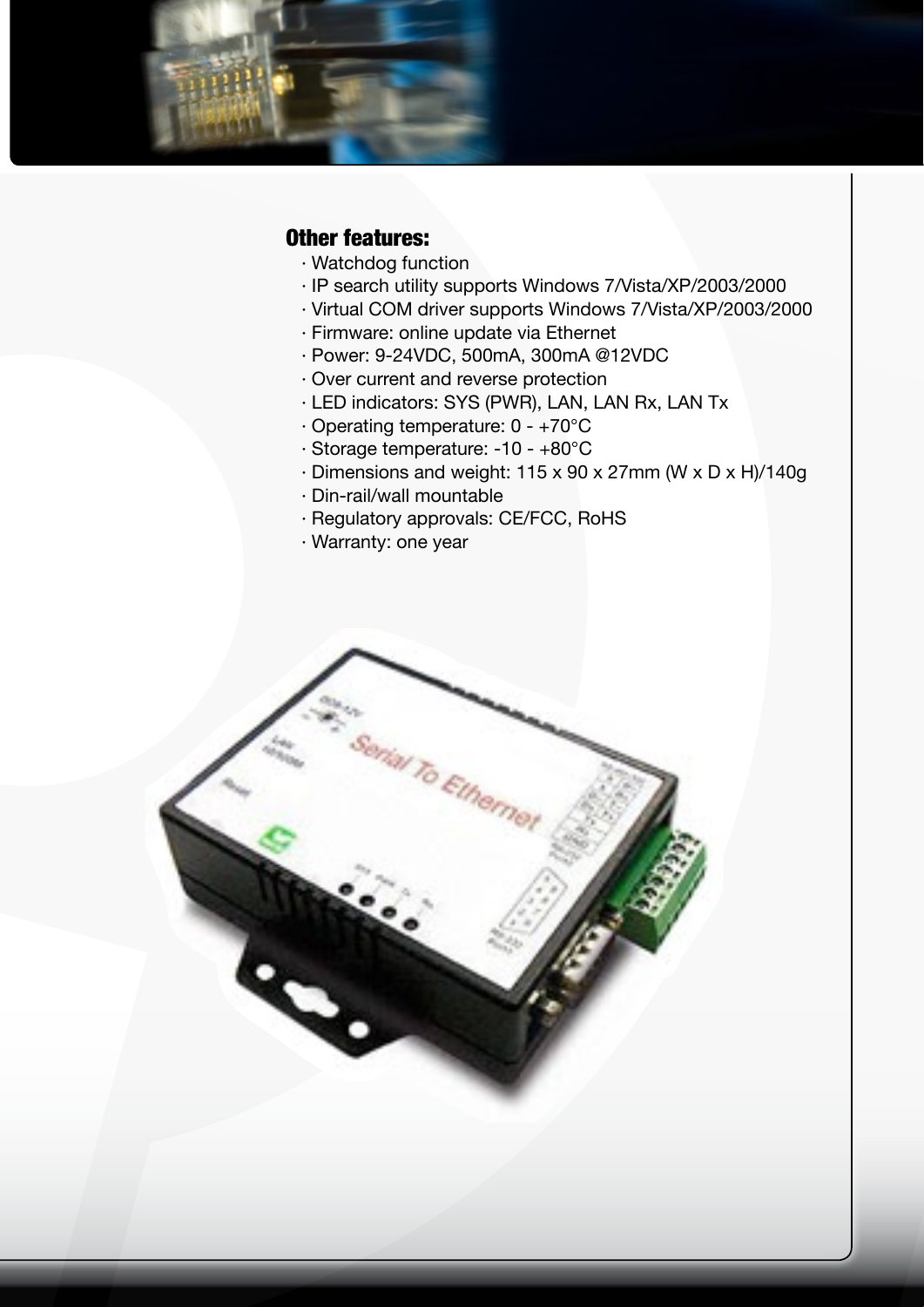**Other features:**

- Watchdog function
- IP search utility supports Windows 7/Vista/XP/2003/2000
- Virtual COM driver supports Windows 7/Vista/XP/2003/2000
- Firmware: online update via Ethernet
- Power: 9-24VDC, 500mA, 300mA @12VDC
- Over current and reverse protection
- LED indicators: SYS (PWR), LAN, LAN Rx, LAN Tx
- Operating temperature: 0 - +70°C
- Storage temperature: -10 - +80°C
- Dimensions and weight: 115 x 90 x 27mm (W x D x H)/140g
- Din-rail/wall mountable
- Regulatory approvals: CE/FCC, RoHS
- Warranty: one year